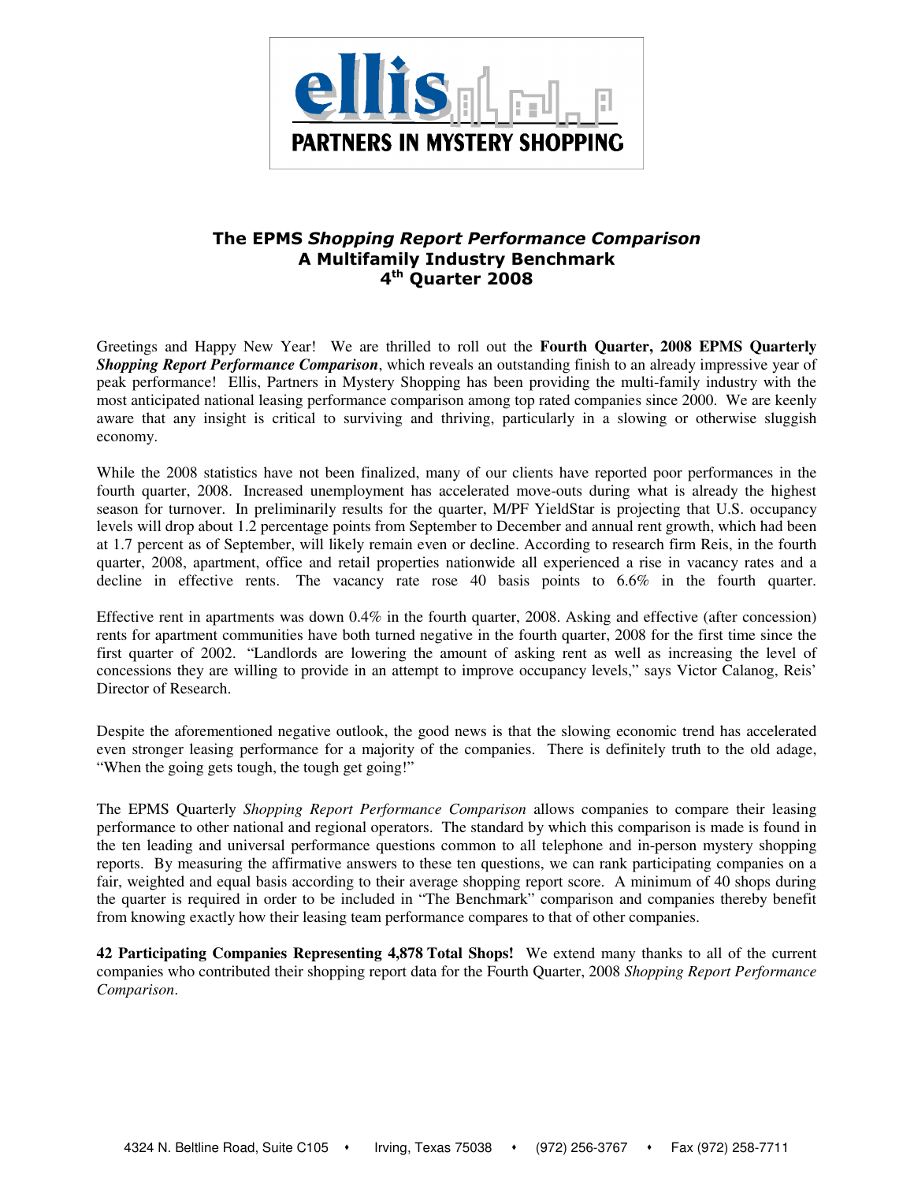ellis PARTNERS IN MYSTERY SHOPPING

# The EPMS *Shopping Report Performance Comparison*
## A Multifamily Industry Benchmark
## 4th Quarter 2008

Greetings and Happy New Year! We are thrilled to roll out the **Fourth Quarter, 2008 EPMS Quarterly *Shopping Report Performance Comparison***, which reveals an outstanding finish to an already impressive year of peak performance! Ellis, Partners in Mystery Shopping has been providing the multi-family industry with the most anticipated national leasing performance comparison among top rated companies since 2000. We are keenly aware that any insight is critical to surviving and thriving, particularly in a slowing or otherwise sluggish economy.

While the 2008 statistics have not been finalized, many of our clients have reported poor performances in the fourth quarter, 2008. Increased unemployment has accelerated move-outs during what is already the highest season for turnover. In preliminarily results for the quarter, M/PF YieldStar is projecting that U.S. occupancy levels will drop about 1.2 percentage points from September to December and annual rent growth, which had been at 1.7 percent as of September, will likely remain even or decline. According to research firm Reis, in the fourth quarter, 2008, apartment, office and retail properties nationwide all experienced a rise in vacancy rates and a decline in effective rents. The vacancy rate rose 40 basis points to 6.6% in the fourth quarter.

Effective rent in apartments was down 0.4% in the fourth quarter, 2008. Asking and effective (after concession) rents for apartment communities have both turned negative in the fourth quarter, 2008 for the first time since the first quarter of 2002. "Landlords are lowering the amount of asking rent as well as increasing the level of concessions they are willing to provide in an attempt to improve occupancy levels," says Victor Calanog, Reis' Director of Research.

Despite the aforementioned negative outlook, the good news is that the slowing economic trend has accelerated even stronger leasing performance for a majority of the companies. There is definitely truth to the old adage, "When the going gets tough, the tough get going!"

The EPMS Quarterly *Shopping Report Performance Comparison* allows companies to compare their leasing performance to other national and regional operators. The standard by which this comparison is made is found in the ten leading and universal performance questions common to all telephone and in-person mystery shopping reports. By measuring the affirmative answers to these ten questions, we can rank participating companies on a fair, weighted and equal basis according to their average shopping report score. A minimum of 40 shops during the quarter is required in order to be included in "The Benchmark" comparison and companies thereby benefit from knowing exactly how their leasing team performance compares to that of other companies.

**42 Participating Companies Representing 4,878 Total Shops!** We extend many thanks to all of the current companies who contributed their shopping report data for the Fourth Quarter, 2008 *Shopping Report Performance Comparison*.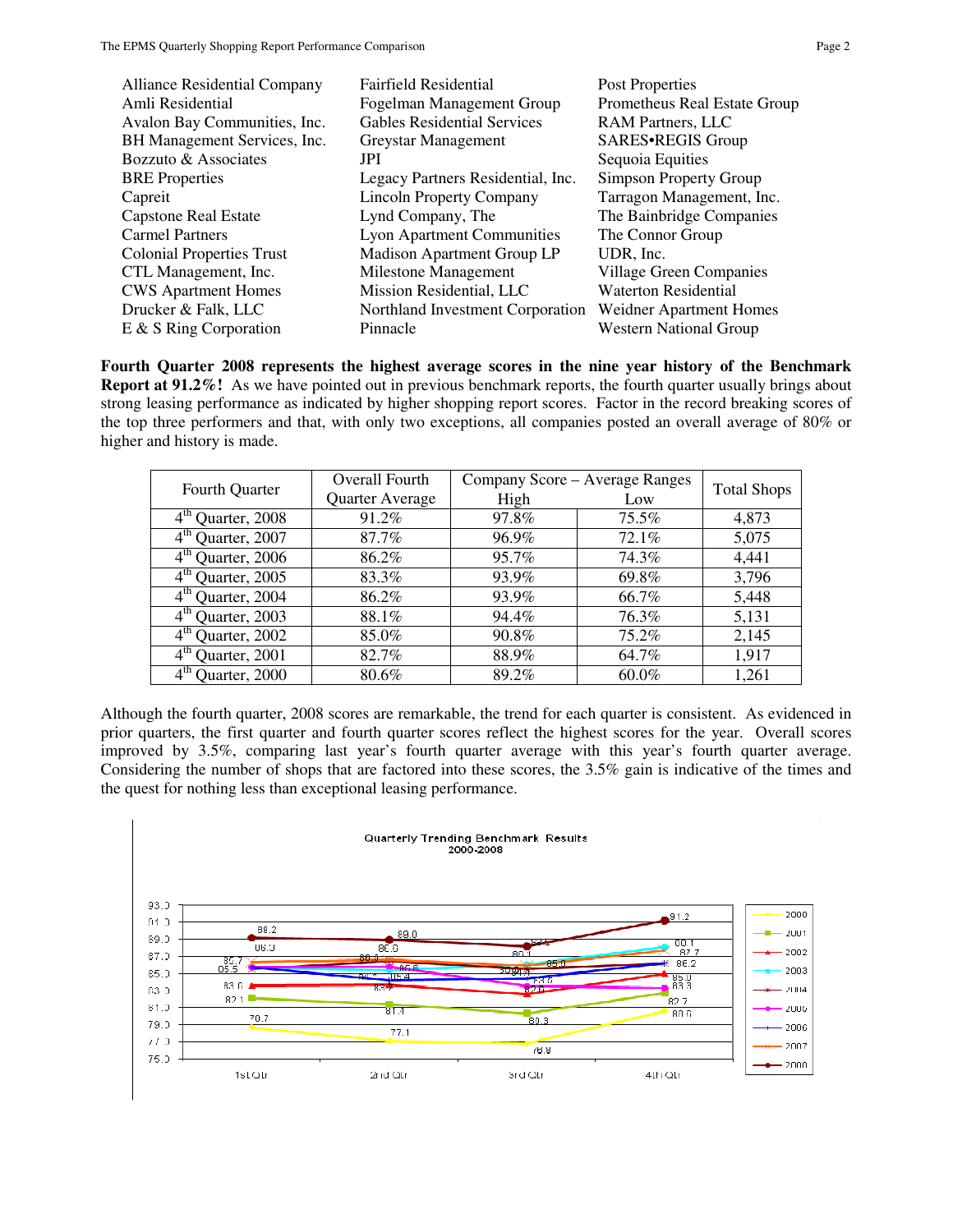Alliance Residential Company
Amli Residential
Avalon Bay Communities, Inc.
BH Management Services, Inc.
Bozzuto & Associates
BRE Properties
Capreit
Capstone Real Estate
Carmel Partners
Colonial Properties Trust
CTL Management, Inc.
CWS Apartment Homes
Drucker & Falk, LLC
E & S Ring Corporation
Fairfield Residential
Fogelman Management Group
Gables Residential Services
Greystar Management
JPI
Legacy Partners Residential, Inc.
Lincoln Property Company
Lynd Company, The
Lyon Apartment Communities
Madison Apartment Group LP
Milestone Management
Mission Residential, LLC
Northland Investment Corporation
Pinnacle
Post Properties
Prometheus Real Estate Group
RAM Partners, LLC
SARES•REGIS Group
Sequoia Equities
Simpson Property Group
Tarragon Management, Inc.
The Bainbridge Companies
The Connor Group
UDR, Inc.
Village Green Companies
Waterton Residential
Weidner Apartment Homes
Western National Group

**Fourth Quarter 2008 represents the highest average scores in the nine year history of the Benchmark Report at 91.2%!** As we have pointed out in previous benchmark reports, the fourth quarter usually brings about strong leasing performance as indicated by higher shopping report scores. Factor in the record breaking scores of the top three performers and that, with only two exceptions, all companies posted an overall average of 80% or higher and history is made.

| Fourth Quarter | Overall Fourth Quarter Average | Company Score – Average Ranges | | Total Shops |
|---|---|---|---|---|
| | | High | Low | |
| 4th Quarter, 2008 | 91.2% | 97.8% | 75.5% | 4,873 |
| 4th Quarter, 2007 | 87.7% | 96.9% | 72.1% | 5,075 |
| 4th Quarter, 2006 | 86.2% | 95.7% | 74.3% | 4,441 |
| 4th Quarter, 2005 | 83.3% | 93.9% | 69.8% | 3,796 |
| 4th Quarter, 2004 | 86.2% | 93.9% | 66.7% | 5,448 |
| 4th Quarter, 2003 | 88.1% | 94.4% | 76.3% | 5,131 |
| 4th Quarter, 2002 | 85.0% | 90.8% | 75.2% | 2,145 |
| 4th Quarter, 2001 | 82.7% | 88.9% | 64.7% | 1,917 |
| 4th Quarter, 2000 | 80.6% | 89.2% | 60.0% | 1,261 |

Although the fourth quarter, 2008 scores are remarkable, the trend for each quarter is consistent. As evidenced in prior quarters, the first quarter and fourth quarter scores reflect the highest scores for the year. Overall scores improved by 3.5%, comparing last year's fourth quarter average with this year's fourth quarter average. Considering the number of shops that are factored into these scores, the 3.5% gain is indicative of the times and the quest for nothing less than exceptional leasing performance.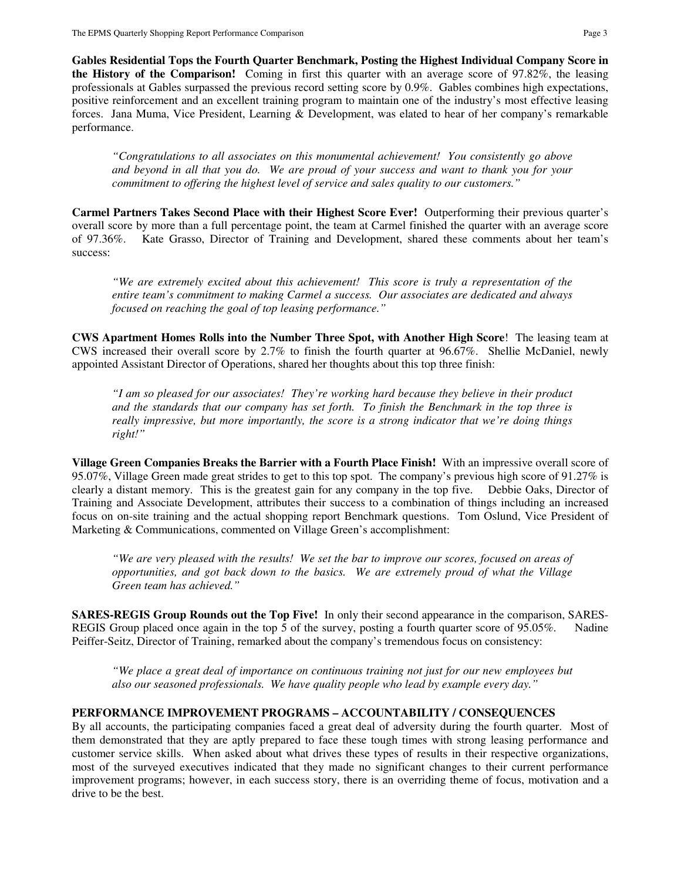**Gables Residential Tops the Fourth Quarter Benchmark, Posting the Highest Individual Company Score in the History of the Comparison!** Coming in first this quarter with an average score of 97.82%, the leasing professionals at Gables surpassed the previous record setting score by 0.9%. Gables combines high expectations, positive reinforcement and an excellent training program to maintain one of the industry's most effective leasing forces. Jana Muma, Vice President, Learning & Development, was elated to hear of her company's remarkable performance.

> *"Congratulations to all associates on this monumental achievement! You consistently go above and beyond in all that you do. We are proud of your success and want to thank you for your commitment to offering the highest level of service and sales quality to our customers."*

**Carmel Partners Takes Second Place with their Highest Score Ever!** Outperforming their previous quarter's overall score by more than a full percentage point, the team at Carmel finished the quarter with an average score of 97.36%. Kate Grasso, Director of Training and Development, shared these comments about her team's success:

> *"We are extremely excited about this achievement! This score is truly a representation of the entire team's commitment to making Carmel a success. Our associates are dedicated and always focused on reaching the goal of top leasing performance."*

**CWS Apartment Homes Rolls into the Number Three Spot, with Another High Score**! The leasing team at CWS increased their overall score by 2.7% to finish the fourth quarter at 96.67%. Shellie McDaniel, newly appointed Assistant Director of Operations, shared her thoughts about this top three finish:

> *"I am so pleased for our associates! They're working hard because they believe in their product and the standards that our company has set forth. To finish the Benchmark in the top three is really impressive, but more importantly, the score is a strong indicator that we're doing things right!"*

**Village Green Companies Breaks the Barrier with a Fourth Place Finish!** With an impressive overall score of 95.07%, Village Green made great strides to get to this top spot. The company's previous high score of 91.27% is clearly a distant memory. This is the greatest gain for any company in the top five. Debbie Oaks, Director of Training and Associate Development, attributes their success to a combination of things including an increased focus on on-site training and the actual shopping report Benchmark questions. Tom Oslund, Vice President of Marketing & Communications, commented on Village Green's accomplishment:

> *"We are very pleased with the results! We set the bar to improve our scores, focused on areas of opportunities, and got back down to the basics. We are extremely proud of what the Village Green team has achieved."*

**SARES-REGIS Group Rounds out the Top Five!** In only their second appearance in the comparison, SARES-REGIS Group placed once again in the top 5 of the survey, posting a fourth quarter score of 95.05%. Nadine Peiffer-Seitz, Director of Training, remarked about the company's tremendous focus on consistency:

> *"We place a great deal of importance on continuous training not just for our new employees but also our seasoned professionals. We have quality people who lead by example every day."*

**PERFORMANCE IMPROVEMENT PROGRAMS – ACCOUNTABILITY / CONSEQUENCES**

By all accounts, the participating companies faced a great deal of adversity during the fourth quarter. Most of them demonstrated that they are aptly prepared to face these tough times with strong leasing performance and customer service skills. When asked about what drives these types of results in their respective organizations, most of the surveyed executives indicated that they made no significant changes to their current performance improvement programs; however, in each success story, there is an overriding theme of focus, motivation and a drive to be the best.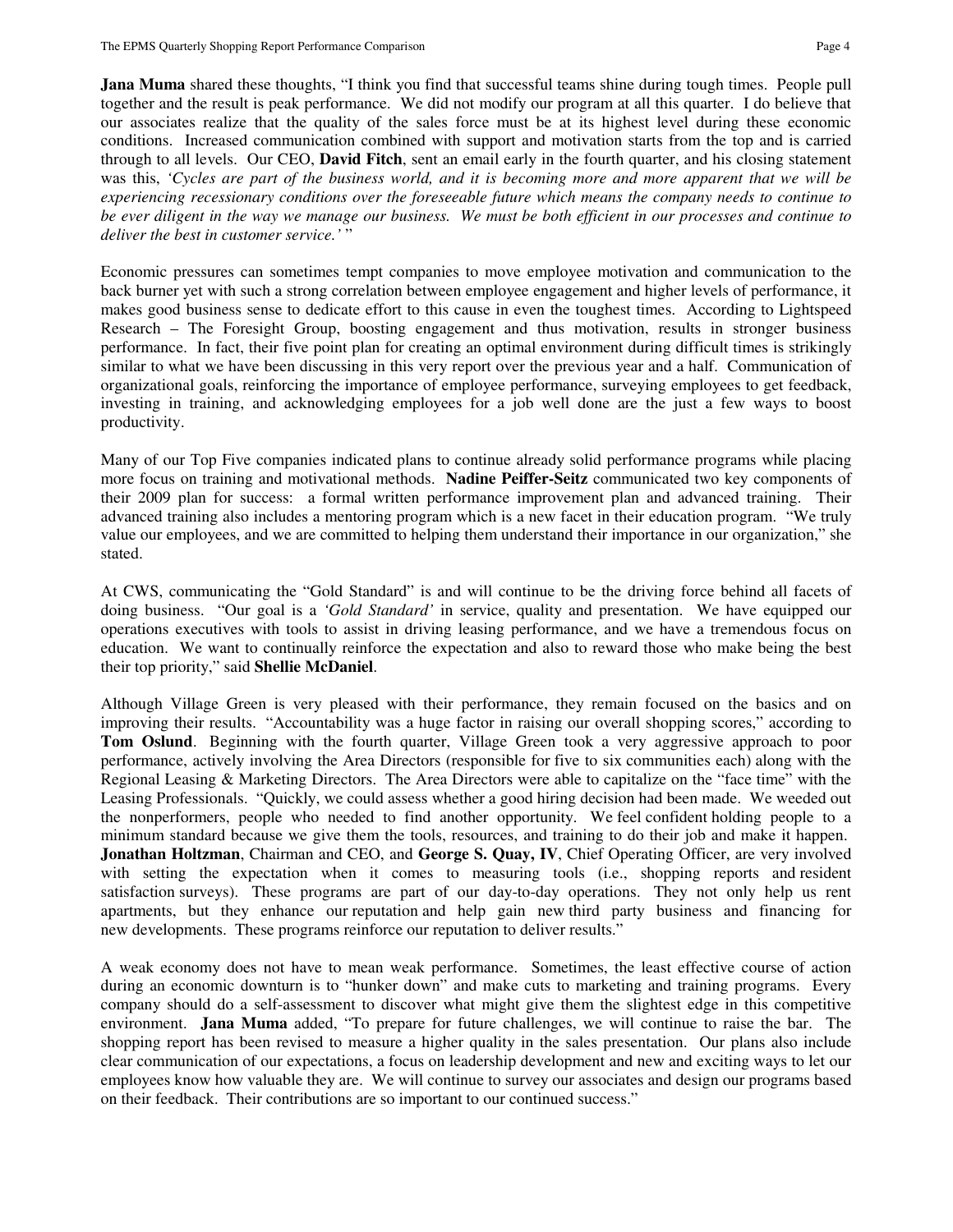**Jana Muma** shared these thoughts, "I think you find that successful teams shine during tough times. People pull together and the result is peak performance. We did not modify our program at all this quarter. I do believe that our associates realize that the quality of the sales force must be at its highest level during these economic conditions. Increased communication combined with support and motivation starts from the top and is carried through to all levels. Our CEO, **David Fitch**, sent an email early in the fourth quarter, and his closing statement was this, *'Cycles are part of the business world, and it is becoming more and more apparent that we will be experiencing recessionary conditions over the foreseeable future which means the company needs to continue to be ever diligent in the way we manage our business. We must be both efficient in our processes and continue to deliver the best in customer service.'* "

Economic pressures can sometimes tempt companies to move employee motivation and communication to the back burner yet with such a strong correlation between employee engagement and higher levels of performance, it makes good business sense to dedicate effort to this cause in even the toughest times. According to Lightspeed Research – The Foresight Group, boosting engagement and thus motivation, results in stronger business performance. In fact, their five point plan for creating an optimal environment during difficult times is strikingly similar to what we have been discussing in this very report over the previous year and a half. Communication of organizational goals, reinforcing the importance of employee performance, surveying employees to get feedback, investing in training, and acknowledging employees for a job well done are the just a few ways to boost productivity.

Many of our Top Five companies indicated plans to continue already solid performance programs while placing more focus on training and motivational methods. **Nadine Peiffer-Seitz** communicated two key components of their 2009 plan for success: a formal written performance improvement plan and advanced training. Their advanced training also includes a mentoring program which is a new facet in their education program. "We truly value our employees, and we are committed to helping them understand their importance in our organization," she stated.

At CWS, communicating the "Gold Standard" is and will continue to be the driving force behind all facets of doing business. "Our goal is a *'Gold Standard'* in service, quality and presentation. We have equipped our operations executives with tools to assist in driving leasing performance, and we have a tremendous focus on education. We want to continually reinforce the expectation and also to reward those who make being the best their top priority," said **Shellie McDaniel**.

Although Village Green is very pleased with their performance, they remain focused on the basics and on improving their results. "Accountability was a huge factor in raising our overall shopping scores," according to **Tom Oslund**. Beginning with the fourth quarter, Village Green took a very aggressive approach to poor performance, actively involving the Area Directors (responsible for five to six communities each) along with the Regional Leasing & Marketing Directors. The Area Directors were able to capitalize on the "face time" with the Leasing Professionals. "Quickly, we could assess whether a good hiring decision had been made. We weeded out the nonperformers, people who needed to find another opportunity. We feel confident holding people to a minimum standard because we give them the tools, resources, and training to do their job and make it happen. **Jonathan Holtzman**, Chairman and CEO, and **George S. Quay, IV**, Chief Operating Officer, are very involved with setting the expectation when it comes to measuring tools (i.e., shopping reports and resident satisfaction surveys). These programs are part of our day-to-day operations. They not only help us rent apartments, but they enhance our reputation and help gain new third party business and financing for new developments. These programs reinforce our reputation to deliver results."

A weak economy does not have to mean weak performance. Sometimes, the least effective course of action during an economic downturn is to "hunker down" and make cuts to marketing and training programs. Every company should do a self-assessment to discover what might give them the slightest edge in this competitive environment. **Jana Muma** added, "To prepare for future challenges, we will continue to raise the bar. The shopping report has been revised to measure a higher quality in the sales presentation. Our plans also include clear communication of our expectations, a focus on leadership development and new and exciting ways to let our employees know how valuable they are. We will continue to survey our associates and design our programs based on their feedback. Their contributions are so important to our continued success."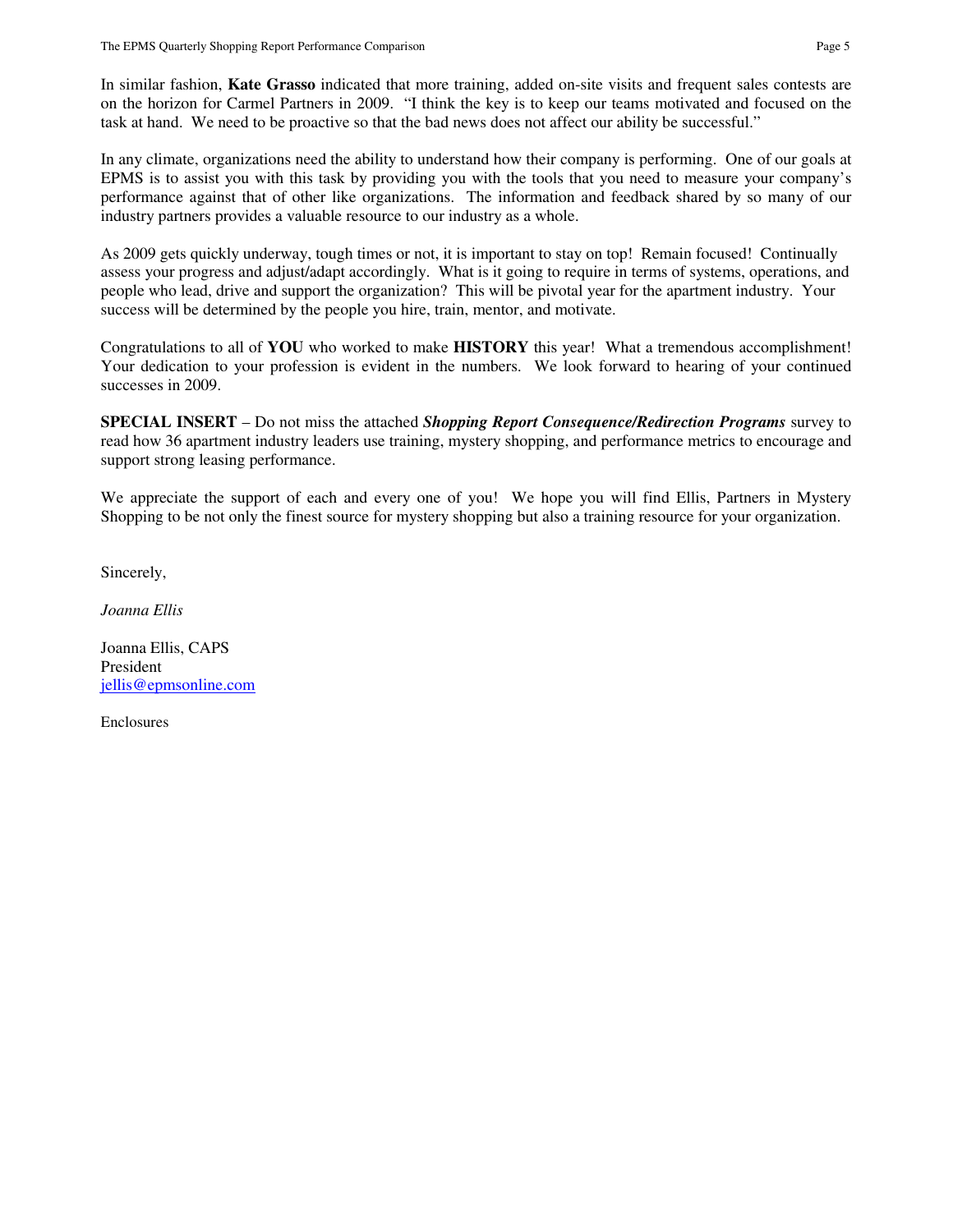In similar fashion, **Kate Grasso** indicated that more training, added on-site visits and frequent sales contests are on the horizon for Carmel Partners in 2009. "I think the key is to keep our teams motivated and focused on the task at hand. We need to be proactive so that the bad news does not affect our ability be successful."

In any climate, organizations need the ability to understand how their company is performing. One of our goals at EPMS is to assist you with this task by providing you with the tools that you need to measure your company's performance against that of other like organizations. The information and feedback shared by so many of our industry partners provides a valuable resource to our industry as a whole.

As 2009 gets quickly underway, tough times or not, it is important to stay on top! Remain focused! Continually assess your progress and adjust/adapt accordingly. What is it going to require in terms of systems, operations, and people who lead, drive and support the organization? This will be pivotal year for the apartment industry. Your success will be determined by the people you hire, train, mentor, and motivate.

Congratulations to all of **YOU** who worked to make **HISTORY** this year! What a tremendous accomplishment! Your dedication to your profession is evident in the numbers. We look forward to hearing of your continued successes in 2009.

**SPECIAL INSERT** – Do not miss the attached ***Shopping Report Consequence/Redirection Programs*** survey to read how 36 apartment industry leaders use training, mystery shopping, and performance metrics to encourage and support strong leasing performance.

We appreciate the support of each and every one of you! We hope you will find Ellis, Partners in Mystery Shopping to be not only the finest source for mystery shopping but also a training resource for your organization.

Sincerely,

*Joanna Ellis*

Joanna Ellis, CAPS
President
jellis@epmsonline.com

Enclosures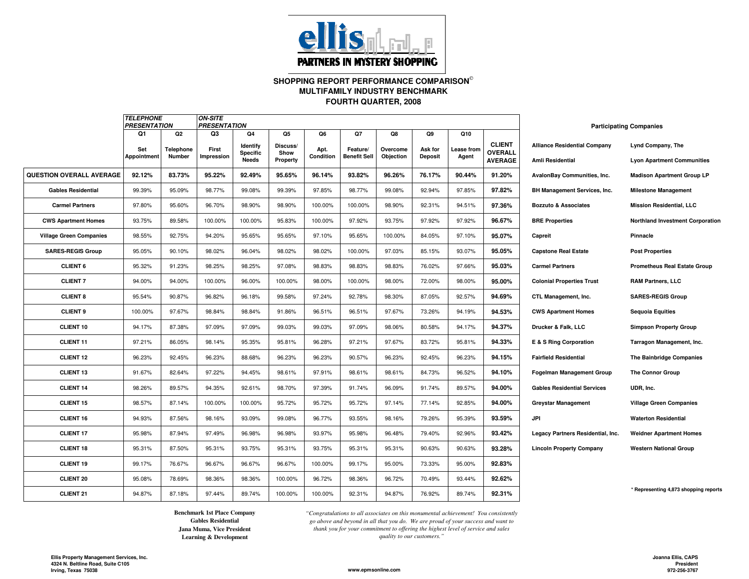**ellis PARTNERS IN MYSTERY SHOPPING**

# SHOPPING REPORT PERFORMANCE COMPARISON©
## MULTIFAMILY INDUSTRY BENCHMARK
## FOURTH QUARTER, 2008

| | *TELEPHONE PRESENTATION* | | *ON-SITE PRESENTATION* | | | | | | | | |
|---|---|---|---|---|---|---|---|---|---|---|---|
| | Q1 | Q2 | Q3 | Q4 | Q5 | Q6 | Q7 | Q8 | Q9 | Q10 | |
| | Set Appointment | Telephone Number | First Impression | Identify Specific Needs | Discuss/ Show Property | Apt. Condition | Feature/ Benefit Sell | Overcome Objection | Ask for Deposit | Lease from Agent | CLIENT OVERALL AVERAGE |
| **QUESTION OVERALL AVERAGE** | **92.12%** | **83.73%** | **95.22%** | **92.49%** | **95.65%** | **96.14%** | **93.82%** | **96.26%** | **76.17%** | **90.44%** | **91.20%** |
| **Gables Residential** | 99.39% | 95.09% | 98.77% | 99.08% | 99.39% | 97.85% | 98.77% | 99.08% | 92.94% | 97.85% | **97.82%** |
| **Carmel Partners** | 97.80% | 95.60% | 96.70% | 98.90% | 98.90% | 100.00% | 100.00% | 98.90% | 92.31% | 94.51% | **97.36%** |
| **CWS Apartment Homes** | 93.75% | 89.58% | 100.00% | 100.00% | 95.83% | 100.00% | 97.92% | 93.75% | 97.92% | 97.92% | **96.67%** |
| **Village Green Companies** | 98.55% | 92.75% | 94.20% | 95.65% | 95.65% | 97.10% | 95.65% | 100.00% | 84.05% | 97.10% | **95.07%** |
| **SARES-REGIS Group** | 95.05% | 90.10% | 98.02% | 96.04% | 98.02% | 98.02% | 100.00% | 97.03% | 85.15% | 93.07% | **95.05%** |
| **CLIENT 6** | 95.32% | 91.23% | 98.25% | 98.25% | 97.08% | 98.83% | 98.83% | 98.83% | 76.02% | 97.66% | **95.03%** |
| **CLIENT 7** | 94.00% | 94.00% | 100.00% | 96.00% | 100.00% | 98.00% | 100.00% | 98.00% | 72.00% | 98.00% | **95.00%** |
| **CLIENT 8** | 95.54% | 90.87% | 96.82% | 96.18% | 99.58% | 97.24% | 92.78% | 98.30% | 87.05% | 92.57% | **94.69%** |
| **CLIENT 9** | 100.00% | 97.67% | 98.84% | 98.84% | 91.86% | 96.51% | 96.51% | 97.67% | 73.26% | 94.19% | **94.53%** |
| **CLIENT 10** | 94.17% | 87.38% | 97.09% | 97.09% | 99.03% | 99.03% | 97.09% | 98.06% | 80.58% | 94.17% | **94.37%** |
| **CLIENT 11** | 97.21% | 86.05% | 98.14% | 95.35% | 95.81% | 96.28% | 97.21% | 97.67% | 83.72% | 95.81% | **94.33%** |
| **CLIENT 12** | 96.23% | 92.45% | 96.23% | 88.68% | 96.23% | 96.23% | 90.57% | 96.23% | 92.45% | 96.23% | **94.15%** |
| **CLIENT 13** | 91.67% | 82.64% | 97.22% | 94.45% | 98.61% | 97.91% | 98.61% | 98.61% | 84.73% | 96.52% | **94.10%** |
| **CLIENT 14** | 98.26% | 89.57% | 94.35% | 92.61% | 98.70% | 97.39% | 91.74% | 96.09% | 91.74% | 89.57% | **94.00%** |
| **CLIENT 15** | 98.57% | 87.14% | 100.00% | 100.00% | 95.72% | 95.72% | 95.72% | 97.14% | 77.14% | 92.85% | **94.00%** |
| **CLIENT 16** | 94.93% | 87.56% | 98.16% | 93.09% | 99.08% | 96.77% | 93.55% | 98.16% | 79.26% | 95.39% | **93.59%** |
| **CLIENT 17** | 95.98% | 87.94% | 97.49% | 96.98% | 96.98% | 93.97% | 95.98% | 96.48% | 79.40% | 92.96% | **93.42%** |
| **CLIENT 18** | 95.31% | 87.50% | 95.31% | 93.75% | 95.31% | 93.75% | 95.31% | 95.31% | 90.63% | 90.63% | **93.28%** |
| **CLIENT 19** | 99.17% | 76.67% | 96.67% | 96.67% | 96.67% | 100.00% | 99.17% | 95.00% | 73.33% | 95.00% | **92.83%** |
| **CLIENT 20** | 95.08% | 78.69% | 98.36% | 98.36% | 100.00% | 96.72% | 98.36% | 96.72% | 70.49% | 93.44% | **92.62%** |
| **CLIENT 21** | 94.87% | 87.18% | 97.44% | 89.74% | 100.00% | 100.00% | 92.31% | 94.87% | 76.92% | 89.74% | **92.31%** |

**Participating Companies**

| | |
|---|---|
| **Alliance Residential Company** | **Lynd Company, The** |
| **Amli Residential** | **Lyon Apartment Communities** |
| **AvalonBay Communities, Inc.** | **Madison Apartment Group LP** |
| **BH Management Services, Inc.** | **Milestone Management** |
| **Bozzuto & Associates** | **Mission Residential, LLC** |
| **BRE Properties** | **Northland Investment Corporation** |
| **Capreit** | **Pinnacle** |
| **Capstone Real Estate** | **Post Properties** |
| **Carmel Partners** | **Prometheus Real Estate Group** |
| **Colonial Properties Trust** | **RAM Partners, LLC** |
| **CTL Management, Inc.** | **SARES-REGIS Group** |
| **CWS Apartment Homes** | **Sequoia Equities** |
| **Drucker & Falk, LLC** | **Simpson Property Group** |
| **E & S Ring Corporation** | **Tarragon Management, Inc.** |
| **Fairfield Residential** | **The Bainbridge Companies** |
| **Fogelman Management Group** | **The Connor Group** |
| **Gables Residential Services** | **UDR, Inc.** |
| **Greystar Management** | **Village Green Companies** |
| **JPI** | **Waterton Residential** |
| **Legacy Partners Residential, Inc.** | **Weidner Apartment Homes** |
| **Lincoln Property Company** | **Western National Group** |

\* Representing 4,873 shopping reports

**Benchmark 1st Place Company**
**Gables Residential**
**Jana Muma, Vice President**
**Learning & Development**

*"Congratulations to all associates on this monumental achievement! You consistently go above and beyond in all that you do. We are proud of your success and want to thank you for your commitment to offering the highest level of service and sales quality to our customers."*

**Ellis Property Management Services, Inc.**
**4324 N. Beltline Road, Suite C105**
**Irving, Texas 75038**

**www.epmsonline.com**

**Joanna Ellis, CAPS**
**President**
**972-256-3767**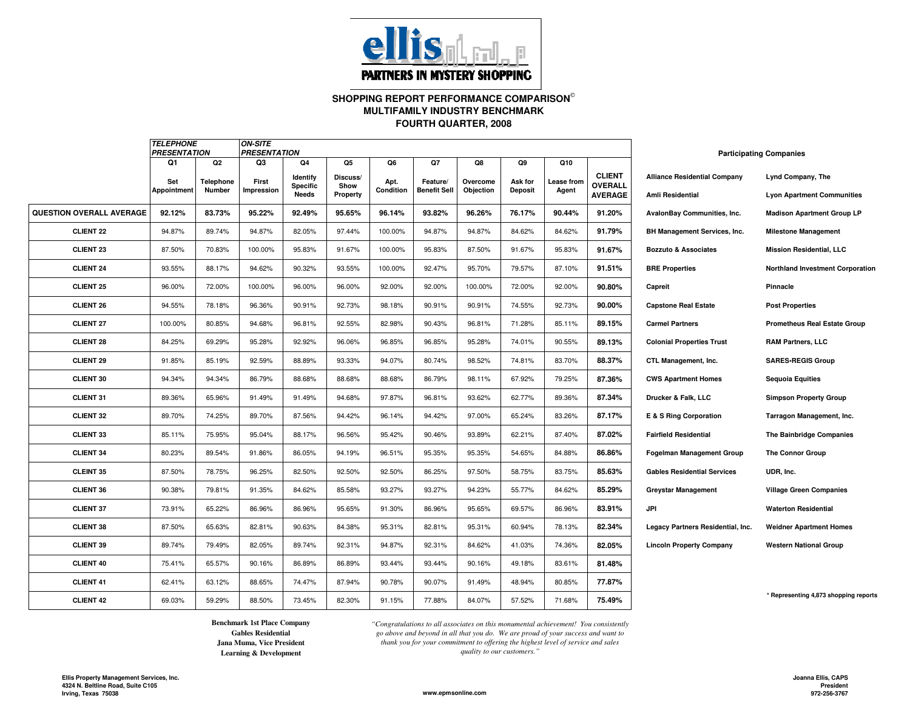**ellis PARTNERS IN MYSTERY SHOPPING**

## SHOPPING REPORT PERFORMANCE COMPARISON©
## MULTIFAMILY INDUSTRY BENCHMARK
## FOURTH QUARTER, 2008

| | *TELEPHONE PRESENTATION* | | *ON-SITE PRESENTATION* | | | | | | | | |
|---|---|---|---|---|---|---|---|---|---|---|---|
| | Q1 Set Appointment | Q2 Telephone Number | Q3 First Impression | Q4 Identify Specific Needs | Q5 Discuss/ Show Property | Q6 Apt. Condition | Q7 Feature/ Benefit Sell | Q8 Overcome Objection | Q9 Ask for Deposit | Q10 Lease from Agent | CLIENT OVERALL AVERAGE |
| **QUESTION OVERALL AVERAGE** | **92.12%** | **83.73%** | **95.22%** | **92.49%** | **95.65%** | **96.14%** | **93.82%** | **96.26%** | **76.17%** | **90.44%** | **91.20%** |
| **CLIENT 22** | 94.87% | 89.74% | 94.87% | 82.05% | 97.44% | 100.00% | 94.87% | 94.87% | 84.62% | 84.62% | **91.79%** |
| **CLIENT 23** | 87.50% | 70.83% | 100.00% | 95.83% | 91.67% | 100.00% | 95.83% | 87.50% | 91.67% | 95.83% | **91.67%** |
| **CLIENT 24** | 93.55% | 88.17% | 94.62% | 90.32% | 93.55% | 100.00% | 92.47% | 95.70% | 79.57% | 87.10% | **91.51%** |
| **CLIENT 25** | 96.00% | 72.00% | 100.00% | 96.00% | 96.00% | 92.00% | 92.00% | 100.00% | 72.00% | 92.00% | **90.80%** |
| **CLIENT 26** | 94.55% | 78.18% | 96.36% | 90.91% | 92.73% | 98.18% | 90.91% | 90.91% | 74.55% | 92.73% | **90.00%** |
| **CLIENT 27** | 100.00% | 80.85% | 94.68% | 96.81% | 92.55% | 82.98% | 90.43% | 96.81% | 71.28% | 85.11% | **89.15%** |
| **CLIENT 28** | 84.25% | 69.29% | 95.28% | 92.92% | 96.06% | 96.85% | 96.85% | 95.28% | 74.01% | 90.55% | **89.13%** |
| **CLIENT 29** | 91.85% | 85.19% | 92.59% | 88.89% | 93.33% | 94.07% | 80.74% | 98.52% | 74.81% | 83.70% | **88.37%** |
| **CLIENT 30** | 94.34% | 94.34% | 86.79% | 88.68% | 88.68% | 88.68% | 86.79% | 98.11% | 67.92% | 79.25% | **87.36%** |
| **CLIENT 31** | 89.36% | 65.96% | 91.49% | 91.49% | 94.68% | 97.87% | 96.81% | 93.62% | 62.77% | 89.36% | **87.34%** |
| **CLIENT 32** | 89.70% | 74.25% | 89.70% | 87.56% | 94.42% | 96.14% | 94.42% | 97.00% | 65.24% | 83.26% | **87.17%** |
| **CLIENT 33** | 85.11% | 75.95% | 95.04% | 88.17% | 96.56% | 95.42% | 90.46% | 93.89% | 62.21% | 87.40% | **87.02%** |
| **CLIENT 34** | 80.23% | 89.54% | 91.86% | 86.05% | 94.19% | 96.51% | 95.35% | 95.35% | 54.65% | 84.88% | **86.86%** |
| **CLEINT 35** | 87.50% | 78.75% | 96.25% | 82.50% | 92.50% | 92.50% | 86.25% | 97.50% | 58.75% | 83.75% | **85.63%** |
| **CLIENT 36** | 90.38% | 79.81% | 91.35% | 84.62% | 85.58% | 93.27% | 93.27% | 94.23% | 55.77% | 84.62% | **85.29%** |
| **CLIENT 37** | 73.91% | 65.22% | 86.96% | 86.96% | 95.65% | 91.30% | 86.96% | 95.65% | 69.57% | 86.96% | **83.91%** |
| **CLIENT 38** | 87.50% | 65.63% | 82.81% | 90.63% | 84.38% | 95.31% | 82.81% | 95.31% | 60.94% | 78.13% | **82.34%** |
| **CLIENT 39** | 89.74% | 79.49% | 82.05% | 89.74% | 92.31% | 94.87% | 92.31% | 84.62% | 41.03% | 74.36% | **82.05%** |
| **CLIENT 40** | 75.41% | 65.57% | 90.16% | 86.89% | 86.89% | 93.44% | 93.44% | 90.16% | 49.18% | 83.61% | **81.48%** |
| **CLIENT 41** | 62.41% | 63.12% | 88.65% | 74.47% | 87.94% | 90.78% | 90.07% | 91.49% | 48.94% | 80.85% | **77.87%** |
| **CLIENT 42** | 69.03% | 59.29% | 88.50% | 73.45% | 82.30% | 91.15% | 77.88% | 84.07% | 57.52% | 71.68% | **75.49%** |

**Participating Companies**

| | |
|---|---|
| **Alliance Residential Company** | **Lynd Company, The** |
| **Amli Residential** | **Lyon Apartment Communities** |
| **AvalonBay Communities, Inc.** | **Madison Apartment Group LP** |
| **BH Management Services, Inc.** | **Milestone Management** |
| **Bozzuto & Associates** | **Mission Residential, LLC** |
| **BRE Properties** | **Northland Investment Corporation** |
| **Capreit** | **Pinnacle** |
| **Capstone Real Estate** | **Post Properties** |
| **Carmel Partners** | **Prometheus Real Estate Group** |
| **Colonial Properties Trust** | **RAM Partners, LLC** |
| **CTL Management, Inc.** | **SARES•REGIS Group** |
| **CWS Apartment Homes** | **Sequoia Equities** |
| **Drucker & Falk, LLC** | **Simpson Property Group** |
| **E & S Ring Corporation** | **Tarragon Management, Inc.** |
| **Fairfield Residential** | **The Bainbridge Companies** |
| **Fogelman Management Group** | **The Connor Group** |
| **Gables Residential Services** | **UDR, Inc.** |
| **Greystar Management** | **Village Green Companies** |
| **JPI** | **Waterton Residential** |
| **Legacy Partners Residential, Inc.** | **Weidner Apartment Homes** |
| **Lincoln Property Company** | **Western National Group** |

**\* Representing 4,873 shopping reports**

**Benchmark 1st Place Company**
**Gables Residential**
**Jana Muma, Vice President**
**Learning & Development**

*"Congratulations to all associates on this monumental achievement! You consistently go above and beyond in all that you do. We are proud of your success and want to thank you for your commitment to offering the highest level of service and sales quality to our customers."*

**Ellis Property Management Services, Inc.**
**4324 N. Beltline Road, Suite C105**
**Irving, Texas 75038**

**www.epmsonline.com**

**Joanna Ellis, CAPS**
**President**
**972-256-3767**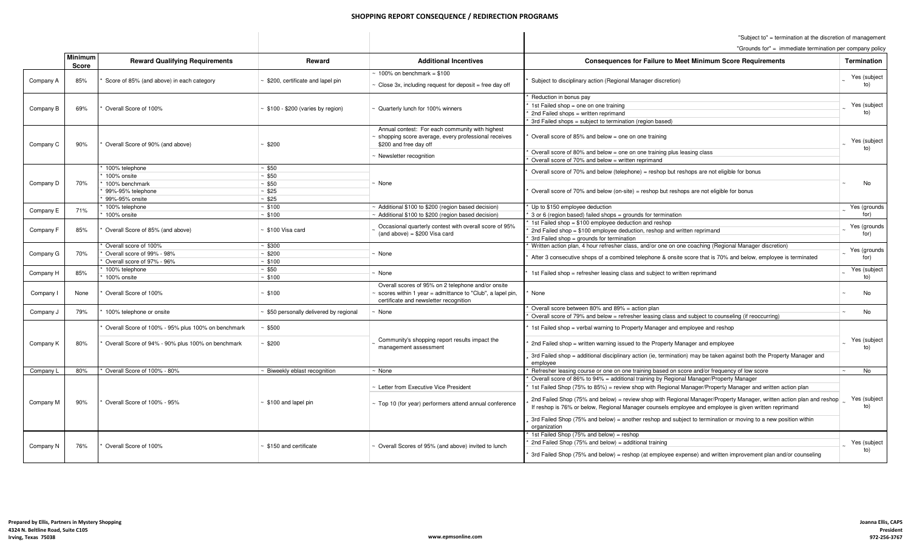## SHOPPING REPORT CONSEQUENCE / REDIRECTION PROGRAMS

"Subject to" = termination at the discretion of management
"Grounds for" = immediate termination per company policy

| | Minimum Score | Reward Qualifying Requirements | Reward | Additional Incentives | Consequences for Failure to Meet Minimum Score Requirements | Termination |
|---|---|---|---|---|---|---|
| Company A | 85% | * Score of 85% (and above) in each category | ~ $200, certificate and lapel pin | ~ 100% on benchmark = $100<br>~ Close 3x, including request for deposit = free day off | * Subject to disciplinary action (Regional Manager discretion) | ~ Yes (subject to) |
| Company B | 69% | * Overall Score of 100% | ~ $100 - $200 (varies by region) | ~ Quarterly lunch for 100% winners | * Reduction in bonus pay<br>* 1st Failed shop = one on one training<br>* 2nd Failed shops = written reprimand<br>* 3rd Failed shops = subject to termination (region based) | ~ Yes (subject to) |
| Company C | 90% | * Overall Score of 90% (and above) | ~ $200 | ~ Annual contest: For each community with highest shopping score average, every professional receives $200 and free day off<br>~ Newsletter recognition | * Overall score of 85% and below = one on one training<br>* Overall score of 80% and below = one on one training plus leasing class<br>* Overall score of 70% and below = written reprimand | ~ Yes (subject to) |
| Company D | 70% | * 100% telephone<br>* 100% onsite<br>* 100% benchmark<br>* 99%-95% telephone<br>* 99%-95% onsite | ~ $50<br>~ $50<br>~ $50<br>~ $25<br>~ $25 | ~ None | * Overall score of 70% and below (telephone) = reshop but reshops are not eligible for bonus<br>* Overall score of 70% and below (on-site) = reshop but reshops are not eligible for bonus | ~ No |
| Company E | 71% | * 100% telephone<br>* 100% onsite | ~ $100<br>~ $100 | ~ Additional $100 to $200 (region based decision)<br>~ Additional $100 to $200 (region based decision) | * Up to $150 employee deduction<br>* 3 or 6 (region based) failed shops = grounds for termination | ~ Yes (grounds for) |
| Company F | 85% | * Overall Score of 85% (and above) | ~ $100 Visa card | ~ Occasional quarterly contest with overall score of 95% (and above) = $200 Visa card | * 1st Failed shop = $100 employee deduction and reshop<br>* 2nd Failed shop = $100 employee deduction, reshop and written reprimand<br>* 3rd Failed shop = grounds for termination | ~ Yes (grounds for) |
| Company G | 70% | * Overall score of 100%<br>* Overall score of 99% - 98%<br>* Overall score of 97% - 96% | ~ $300<br>~ $200<br>~ $100 | ~ None | * Written action plan, 4 hour refresher class, and/or one on one coaching (Regional Manager discretion)<br>* After 3 consecutive shops of a combined telephone & onsite score that is 70% and below, employee is terminated | ~ Yes (grounds for) |
| Company H | 85% | * 100% telephone<br>* 100% onsite | ~ $50<br>~ $100 | ~ None | * 1st Failed shop = refresher leasing class and subject to written reprimand | ~ Yes (subject to) |
| Company I | None | * Overall Score of 100% | ~ $100 | ~ Overall scores of 95% on 2 telephone and/or onsite scores within 1 year = admittance to "Club", a lapel pin, certificate and newsletter recognition | * None | ~ No |
| Company J | 79% | * 100% telephone or onsite | ~ $50 personally delivered by regional | ~ None | * Overall score between 80% and 89% = action plan<br>* Overall score of 79% and below = refresher leasing class and subject to counseling (if reoccurring) | ~ No |
| Company K | 80% | * Overall Score of 100% - 95% plus 100% on benchmark<br>* Overall Score of 94% - 90% plus 100% on benchmark | ~ $500<br>~ $200 | ~ Community's shopping report results impact the management assessment | * 1st Failed shop = verbal warning to Property Manager and employee and reshop<br>* 2nd Failed shop = written warning issued to the Property Manager and employee<br>* 3rd Failed shop = additional disciplinary action (ie, termination) may be taken against both the Property Manager and employee | ~ Yes (subject to) |
| Company L | 80% | * Overall Score of 100% - 80% | ~ Biweekly eblast recognition | ~ None | * Refresher leasing course or one on one training based on score and/or frequency of low score | ~ No |
| Company M | 90% | * Overall Score of 100% - 95% | ~ $100 and lapel pin | ~ Letter from Executive Vice President<br>~ Top 10 (for year) performers attend annual conference | * Overall score of 86% to 94% = additional training by Regional Manager/Property Manager<br>* 1st Failed Shop (75% to 85%) = review shop with Regional Manager/Property Manager and written action plan<br>* 2nd Failed Shop (75% and below) = review shop with Regional Manager/Property Manager, written action plan and reshop. If reshop is 76% or below, Regional Manager counsels employee and employee is given written reprimand<br>* 3rd Failed Shop (75% and below) = another reshop and subject to termination or moving to a new position within organization | ~ Yes (subject to) |
| Company N | 76% | * Overall Score of 100% | ~ $150 and certificate | ~ Overall Scores of 95% (and above) invited to lunch | * 1st Failed Shop (75% and below) = reshop<br>* 2nd Failed Shop (75% and below) = additional training<br>* 3rd Failed Shop (75% and below) = reshop (at employee expense) and written improvement plan and/or counseling | ~ Yes (subject to) |

**Prepared by Ellis, Partners in Mystery Shopping**
**4324 N. Beltline Road, Suite C105**
**Irving, Texas 75038**

**www.epmsonline.com**

**Joanna Ellis, CAPS**
**President**
**972-256-3767**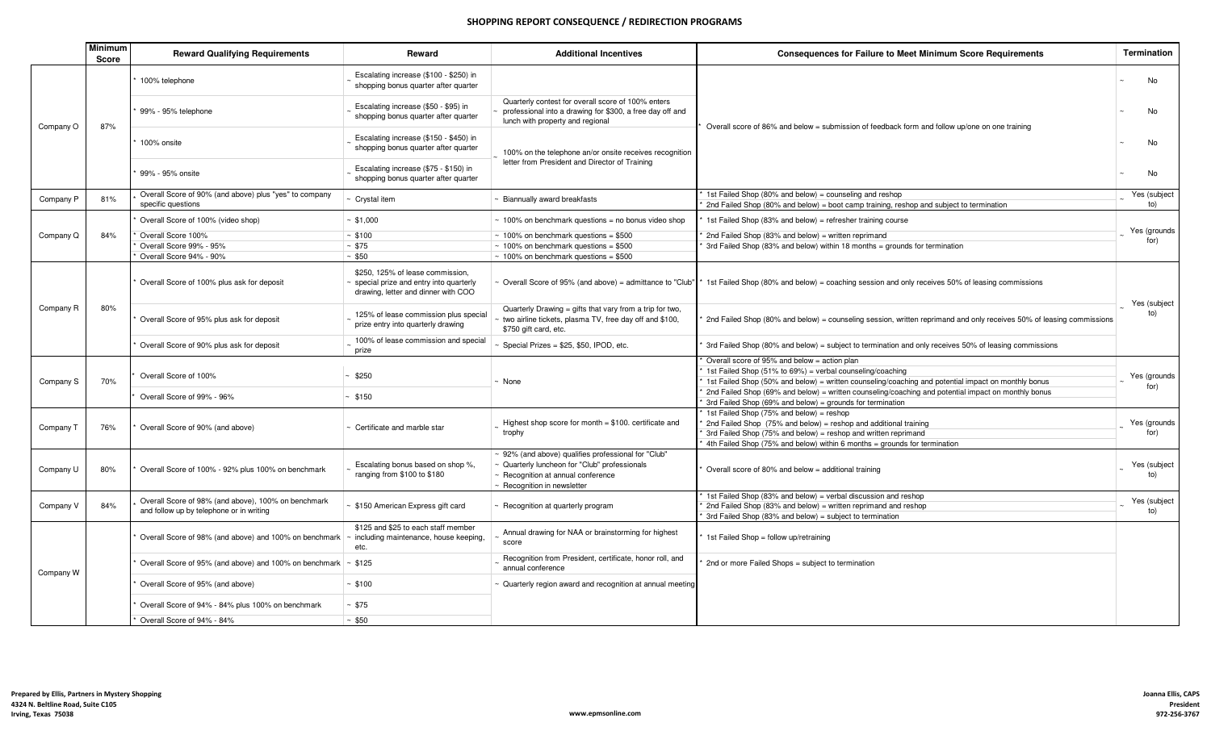# SHOPPING REPORT CONSEQUENCE / REDIRECTION PROGRAMS

| | Minimum Score | Reward Qualifying Requirements | Reward | Additional Incentives | Consequences for Failure to Meet Minimum Score Requirements | Termination |
|---|---|---|---|---|---|---|
| Company O | 87% | * 100% telephone | ~ Escalating increase ($100 - $250) in shopping bonus quarter after quarter | | * Overall score of 86% and below = submission of feedback form and follow up/one on one training | ~ No |
| | | * 99% - 95% telephone | ~ Escalating increase ($50 - $95) in shopping bonus quarter after quarter | ~ Quarterly contest for overall score of 100% enters professional into a drawing for $300, a free day off and lunch with property and regional | | ~ No |
| | | * 100% onsite | ~ Escalating increase ($150 - $450) in shopping bonus quarter after quarter | ~ 100% on the telephone an/or onsite receives recognition letter from President and Director of Training | | ~ No |
| | | * 99% - 95% onsite | ~ Escalating increase ($75 - $150) in shopping bonus quarter after quarter | | | ~ No |
| Company P | 81% | * Overall Score of 90% (and above) plus "yes" to company specific questions | ~ Crystal item | ~ Biannually award breakfasts | * 1st Failed Shop (80% and below) = counseling and reshop<br>* 2nd Failed Shop (80% and below) = boot camp training, reshop and subject to termination | ~ Yes (subject to) |
| Company Q | 84% | * Overall Score of 100% (video shop) | ~ $1,000 | ~ 100% on benchmark questions = no bonus video shop | * 1st Failed Shop (83% and below) = refresher training course | ~ Yes (grounds for) |
| | | * Overall Score 100% | ~ $100 | ~ 100% on benchmark questions = $500 | * 2nd Failed Shop (83% and below) = written reprimand | |
| | | * Overall Score 99% - 95% | ~ $75 | ~ 100% on benchmark questions = $500 | * 3rd Failed Shop (83% and below) within 18 months = grounds for termination | |
| | | * Overall Score 94% - 90% | ~ $50 | ~ 100% on benchmark questions = $500 | | |
| Company R | 80% | * Overall Score of 100% plus ask for deposit | ~ $250, 125% of lease commission, special prize and entry into quarterly drawing, letter and dinner with COO | ~ Overall Score of 95% (and above) = admittance to "Club" | * 1st Failed Shop (80% and below) = coaching session and only receives 50% of leasing commissions | ~ Yes (subject to) |
| | | * Overall Score of 95% plus ask for deposit | ~ 125% of lease commission plus special prize entry into quarterly drawing | ~ Quarterly Drawing = gifts that vary from a trip for two, two airline tickets, plasma TV, free day off and $100, $750 gift card, etc. | * 2nd Failed Shop (80% and below) = counseling session, written reprimand and only receives 50% of leasing commissions | |
| | | * Overall Score of 90% plus ask for deposit | ~ 100% of lease commission and special prize | ~ Special Prizes = $25, $50, IPOD, etc. | * 3rd Failed Shop (80% and below) = subject to termination and only receives 50% of leasing commissions | |
| Company S | 70% | * Overall Score of 100% | ~ $250 | ~ None | * Overall score of 95% and below = action plan<br>* 1st Failed Shop (51% to 69%) = verbal counseling/coaching<br>* 1st Failed Shop (50% and below) = written counseling/coaching and potential impact on monthly bonus<br>* 2nd Failed Shop (69% and below) = written counseling/coaching and potential impact on monthly bonus<br>* 3rd Failed Shop (69% and below) = grounds for termination | ~ Yes (grounds for) |
| | | * Overall Score of 99% - 96% | ~ $150 | | | |
| Company T | 76% | * Overall Score of 90% (and above) | ~ Certificate and marble star | ~ Highest shop score for month = $100. certificate and trophy | * 1st Failed Shop (75% and below) = reshop<br>* 2nd Failed Shop (75% and below) = reshop and additional training<br>* 3rd Failed Shop (75% and below) = reshop and written reprimand<br>* 4th Failed Shop (75% and below) within 6 months = grounds for termination | ~ Yes (grounds for) |
| Company U | 80% | * Overall Score of 100% - 92% plus 100% on benchmark | ~ Escalating bonus based on shop %, ranging from $100 to $180 | ~ 92% (and above) qualifies professional for "Club"<br>~ Quarterly luncheon for "Club" professionals<br>~ Recognition at annual conference<br>~ Recognition in newsletter | * Overall score of 80% and below = additional training | ~ Yes (subject to) |
| Company V | 84% | * Overall Score of 98% (and above), 100% on benchmark and follow up by telephone or in writing | ~ $150 American Express gift card | ~ Recognition at quarterly program | * 1st Failed Shop (83% and below) = verbal discussion and reshop<br>* 2nd Failed Shop (83% and below) = written reprimand and reshop<br>* 3rd Failed Shop (83% and below) = subject to termination | ~ Yes (subject to) |
| Company W | | * Overall Score of 98% (and above) and 100% on benchmark | ~ $125 and $25 to each staff member including maintenance, house keeping, etc. | ~ Annual drawing for NAA or brainstorming for highest score | * 1st Failed Shop = follow up/retraining | |
| | | * Overall Score of 95% (and above) and 100% on benchmark | ~ $125 | ~ Recognition from President, certificate, honor roll, and annual conference | * 2nd or more Failed Shops = subject to termination | |
| | | * Overall Score of 95% (and above) | ~ $100 | ~ Quarterly region award and recognition at annual meeting | | |
| | | * Overall Score of 94% - 84% plus 100% on benchmark | ~ $75 | | | |
| | | * Overall Score of 94% - 84% | ~ $50 | | | |

Prepared by Ellis, Partners in Mystery Shopping
4324 N. Beltline Road, Suite C105
Irving, Texas 75038

www.epmsonline.com

Joanna Ellis, CAPS
President
972-256-3767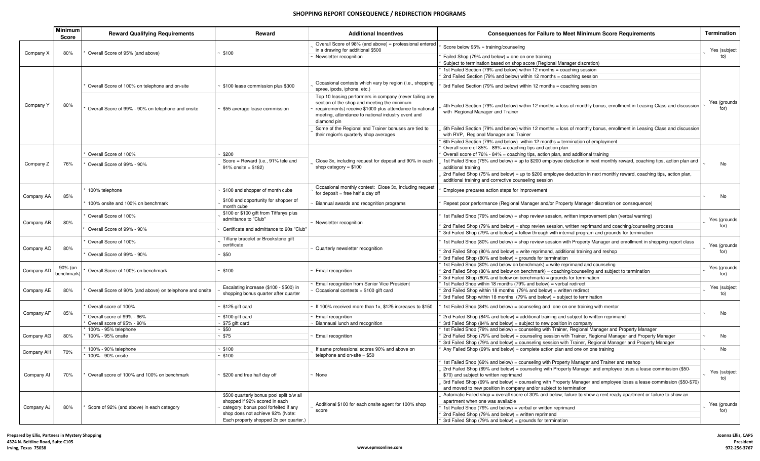# SHOPPING REPORT CONSEQUENCE / REDIRECTION PROGRAMS

| | Minimum Score | Reward Qualifying Requirements | Reward | Additional Incentives | Consequences for Failure to Meet Minimum Score Requirements | Termination |
|---|---|---|---|---|---|---|
| Company X | 80% | * Overall Score of 95% (and above) | ~ $100 | ~ Overall Score of 98% (and above) = professional entered in a drawing for additional $500<br>~ Newsletter recognition | * Score below 95% = training/counseling<br>* Failed Shop (79% and below) = one on one training<br>* Subject to termination based on shop score (Regional Manager discretion) | ~ Yes (subject to) |
| Company Y | 80% | * Overall Score of 100% on telephone and on-site<br>* Overall Score of 99% - 90% on telephone and onsite | ~ $100 lease commission plus $300<br>~ $55 average lease commission | ~ Occasional contests which vary by region (i.e., shopping spree, ipods, iphone, etc.)<br>~ Top 10 leasing performers in company (never failing any section of the shop and meeting the minimum requirements) receive $1000 plus attendance to national meeting, attendance to national industry event and diamond pin<br>~ Some of the Regional and Trainer bonuses are tied to their region's quarterly shop averages | * 1st Failed Section (79% and below) within 12 months = coaching session<br>* 2nd Failed Section (79% and below) within 12 months = coaching session<br>* 3rd Failed Section (79% and below) within 12 months = coaching session<br>* 4th Failed Section (79% and below) within 12 months = loss of monthly bonus, enrollment in Leasing Class and discussion with Regional Manager and Trainer<br>* 5th Failed Section (79% and below) within 12 months = loss of monthly bonus, enrollment in Leasing Class and discussion with RVP, Regional Manager and Trainer<br>* 6th Failed Section (79% and below) within 12 months = termination of employment | ~ Yes (grounds for) |
| Company Z | 76% | * Overall Score of 100%<br>* Overall Score of 99% - 90% | ~ $200<br>~ Score = Reward (i.e., 91% tele and 91% onsite = $182) | ~ Close 3x, including request for deposit and 90% in each shop category = $100 | * Overall score of 85% - 89% = coaching tips and action plan<br>* Overall score of 76% - 84% = coaching tips, action plan, and additional training<br>* 1st Failed Shop (75% and below) = up to $200 employee deduction in next monthly reward, coaching tips, action plan and additional training<br>* 2nd Failed Shop (75% and below) = up to $200 employee deduction in next monthly reward, coaching tips, action plan, additional training and corrective counseling session | ~ No |
| Company AA | 85% | * 100% telephone<br>* 100% onsite and 100% on benchmark | ~ $100 and shopper of month cube<br>~ $100 and opportunity for shopper of month cube | ~ Occasional monthly contest: Close 3x, including request for deposit = free half a day off<br>~ Biannual awards and recognition programs | * Employee prepares action steps for improvement<br>* Repeat poor performance (Regional Manager and/or Property Manager discretion on consequence) | ~ No |
| Company AB | 80% | * Overall Score of 100%<br>* Overall Score of 99% - 90% | ~ $100 or $100 gift from Tiffanys plus admittance to "Club"<br>~ Certificate and admittance to 90s "Club" | ~ Newsletter recognition | * 1st Failed Shop (79% and below) = shop review session, written improvement plan (verbal warning)<br>* 2nd Failed Shop (79% and below) = shop review session, written reprimand and coaching/counseling process<br>* 3rd Failed Shop (79% and below) = follow through with internal program and grounds for termination | ~ Yes (grounds for) |
| Company AC | 80% | * Overall Score of 100%<br>* Overall Score of 99% - 90% | ~ Tiffany bracelet or Brookstone gift certificate<br>~ $50 | ~ Quarterly newsletter recognition | * 1st Failed Shop (80% and below) = shop review session with Property Manager and enrollment in shopping report class<br>* 2nd Failed Shop (80% and below) = write reprimand, additional training and reshop<br>* 3rd Failed Shop (80% and below) = grounds for termination | ~ Yes (grounds for) |
| Company AD | 90% (on benchmark) | * Overall Score of 100% on benchmark | ~ $100 | ~ Email recognition | * 1st Failed Shop (80% and below on benchmark) = write reprimand and counseling<br>* 2nd Failed Shop (80% and below on benchmark) = coaching/counseling and subject to termination<br>* 3rd Failed Shop (80% and below on benchmark) = grounds for termination | ~ Yes (grounds for) |
| Company AE | 80% | * Overall Score of 90% (and above) on telephone and onsite | ~ Escalating increase ($100 - $500) in shopping bonus quarter after quarter | ~ Email recognition from Senior Vice President<br>~ Occasional contests = $100 gift card | * 1st Failed Shop within 18 months (79% and below) = verbal redirect<br>* 2nd Failed Shop within 18 months (79% and below) = written redirect<br>* 3rd Failed Shop within 18 months (79% and below) = subject to termination | ~ Yes (subject to) |
| Company AF | 85% | * Overall score of 100%<br>* Overall score of 99% - 96%<br>* Overall score of 95% - 90% | ~ $125 gift card<br>~ $100 gift card<br>~ $75 gift card | ~ If 100% received more than 1x, $125 increases to $150<br>~ Email recognition<br>~ Biannaual lunch and recognition | * 1st Failed Shop (84% and below) = counseling and one on one training with mentor<br>* 2nd Failed Shop (84% and below) = additional training and subject to written reprimand<br>* 3rd Failed Shop (84% and below) = subject to new position in company | ~ No |
| Company AG | 80% | * 100% - 95% telephone<br>* 100% - 95% onsite | ~ $50<br>~ $75 | ~ Email recognition | * 1st Failed Shop (79% and below) = counseling with Trainer, Regional Manager and Property Manager<br>* 2nd Failed Shop (79% and below) = counseling session with Trainer, Regional Manager and Property Manager<br>* 3rd Failed Shop (79% and below) = counseling session with Trainer, Regional Manager and Property Manager | ~ No |
| Company AH | 70% | * 100% - 90% telephone<br>* 100% - 90% onsite | ~ $100<br>~ $100 | ~ If same professional scores 90% and above on telephone and on-site = $50 | * Any Failed Shop (69% and below) = complete action plan and one on one training | ~ No |
| Company AI | 70% | * Overall score of 100% and 100% on benchmark | ~ $200 and free half day off | ~ None | * 1st Failed Shop (69% and below) = counseling with Property Manager and Trainer and reshop<br>* 2nd Failed Shop (69% and below) = counseling with Property Manager and employee loses a lease commission ($50-$70) and subject to written reprimand<br>* 3rd Failed Shop (69% and below) = counseling with Property Manager and employee loses a lease commission ($50-$70) and moved to new position in company and/or subject to termination | ~ Yes (subject to) |
| Company AJ | 80% | * Score of 92% (and above) in each category | ~ $500 quarterly bonus pool split b/w all shopped if 92% scored in each category; bonus pool forfeited if any shop does not achieve 92% (Note: Each property shopped 2x per quarter.) | ~ Additional $100 for each onsite agent for 100% shop score | * Automatic Failed shop = overall score of 30% and below; failure to show a rent ready apartment or failure to show an apartment when one was available<br>* 1st Failed Shop (79% and below) = verbal or written reprimand<br>* 2nd Failed Shop (79% and below) = written reprimand<br>* 3rd Failed Shop (79% and below) = grounds for termination | ~ Yes (grounds for) |

**Prepared by Ellis, Partners in Mystery Shopping**
**4324 N. Beltline Road, Suite C105**
**Irving, Texas 75038**

**www.epmsonline.com**

**Joanna Ellis, CAPS**
**President**
**972-256-3767**